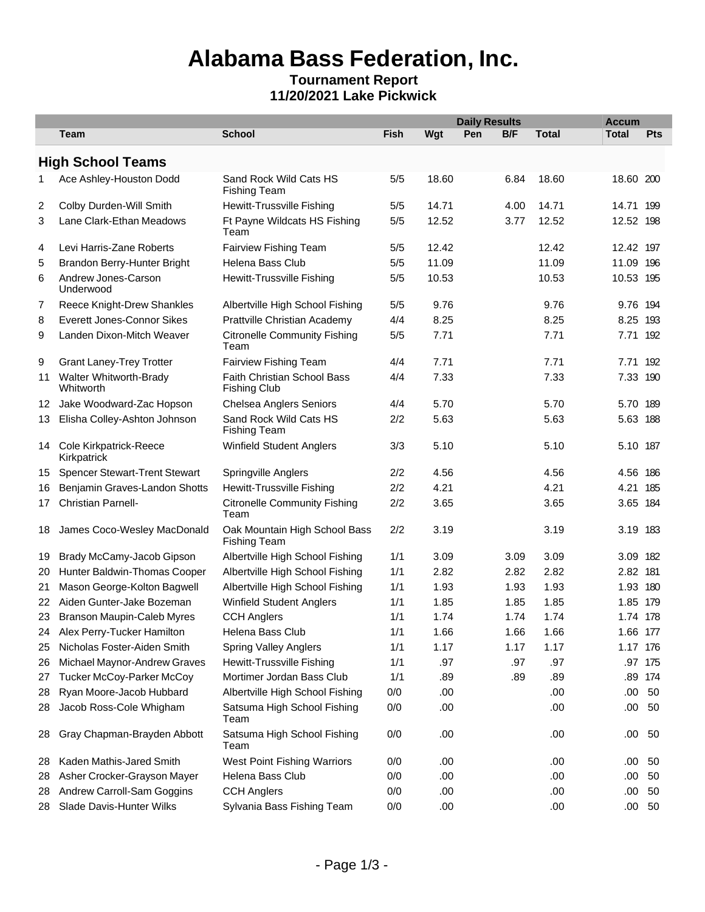# Alabama Bass Federation, Inc.

**Tournament Report**
**11/20/2021 Lake Pickwick**

| | | | Daily Results | | | | | Accum | |
|---|---|---|---|---|---|---|---|---|---|
| | Team | School | Fish | Wgt | Pen | B/F | Total | Total | Pts |
| **High School Teams** | | | | | | | | | |
| 1 | Ace Ashley-Houston Dodd | Sand Rock Wild Cats HS Fishing Team | 5/5 | 18.60 | | 6.84 | 18.60 | 18.60 | 200 |
| 2 | Colby Durden-Will Smith | Hewitt-Trussville Fishing | 5/5 | 14.71 | | 4.00 | 14.71 | 14.71 | 199 |
| 3 | Lane Clark-Ethan Meadows | Ft Payne Wildcats HS Fishing Team | 5/5 | 12.52 | | 3.77 | 12.52 | 12.52 | 198 |
| 4 | Levi Harris-Zane Roberts | Fairview Fishing Team | 5/5 | 12.42 | | | 12.42 | 12.42 | 197 |
| 5 | Brandon Berry-Hunter Bright | Helena Bass Club | 5/5 | 11.09 | | | 11.09 | 11.09 | 196 |
| 6 | Andrew Jones-Carson Underwood | Hewitt-Trussville Fishing | 5/5 | 10.53 | | | 10.53 | 10.53 | 195 |
| 7 | Reece Knight-Drew Shankles | Albertville High School Fishing | 5/5 | 9.76 | | | 9.76 | 9.76 | 194 |
| 8 | Everett Jones-Connor Sikes | Prattville Christian Academy | 4/4 | 8.25 | | | 8.25 | 8.25 | 193 |
| 9 | Landen Dixon-Mitch Weaver | Citronelle Community Fishing Team | 5/5 | 7.71 | | | 7.71 | 7.71 | 192 |
| 9 | Grant Laney-Trey Trotter | Fairview Fishing Team | 4/4 | 7.71 | | | 7.71 | 7.71 | 192 |
| 11 | Walter Whitworth-Brady Whitworth | Faith Christian School Bass Fishing Club | 4/4 | 7.33 | | | 7.33 | 7.33 | 190 |
| 12 | Jake Woodward-Zac Hopson | Chelsea Anglers Seniors | 4/4 | 5.70 | | | 5.70 | 5.70 | 189 |
| 13 | Elisha Colley-Ashton Johnson | Sand Rock Wild Cats HS Fishing Team | 2/2 | 5.63 | | | 5.63 | 5.63 | 188 |
| 14 | Cole Kirkpatrick-Reece Kirkpatrick | Winfield Student Anglers | 3/3 | 5.10 | | | 5.10 | 5.10 | 187 |
| 15 | Spencer Stewart-Trent Stewart | Springville Anglers | 2/2 | 4.56 | | | 4.56 | 4.56 | 186 |
| 16 | Benjamin Graves-Landon Shotts | Hewitt-Trussville Fishing | 2/2 | 4.21 | | | 4.21 | 4.21 | 185 |
| 17 | Christian Parnell- | Citronelle Community Fishing Team | 2/2 | 3.65 | | | 3.65 | 3.65 | 184 |
| 18 | James Coco-Wesley MacDonald | Oak Mountain High School Bass Fishing Team | 2/2 | 3.19 | | | 3.19 | 3.19 | 183 |
| 19 | Brady McCamy-Jacob Gipson | Albertville High School Fishing | 1/1 | 3.09 | | 3.09 | 3.09 | 3.09 | 182 |
| 20 | Hunter Baldwin-Thomas Cooper | Albertville High School Fishing | 1/1 | 2.82 | | 2.82 | 2.82 | 2.82 | 181 |
| 21 | Mason George-Kolton Bagwell | Albertville High School Fishing | 1/1 | 1.93 | | 1.93 | 1.93 | 1.93 | 180 |
| 22 | Aiden Gunter-Jake Bozeman | Winfield Student Anglers | 1/1 | 1.85 | | 1.85 | 1.85 | 1.85 | 179 |
| 23 | Branson Maupin-Caleb Myres | CCH Anglers | 1/1 | 1.74 | | 1.74 | 1.74 | 1.74 | 178 |
| 24 | Alex Perry-Tucker Hamilton | Helena Bass Club | 1/1 | 1.66 | | 1.66 | 1.66 | 1.66 | 177 |
| 25 | Nicholas Foster-Aiden Smith | Spring Valley Anglers | 1/1 | 1.17 | | 1.17 | 1.17 | 1.17 | 176 |
| 26 | Michael Maynor-Andrew Graves | Hewitt-Trussville Fishing | 1/1 | .97 | | .97 | .97 | .97 | 175 |
| 27 | Tucker McCoy-Parker McCoy | Mortimer Jordan Bass Club | 1/1 | .89 | | .89 | .89 | .89 | 174 |
| 28 | Ryan Moore-Jacob Hubbard | Albertville High School Fishing | 0/0 | .00 | | | .00 | .00 | 50 |
| 28 | Jacob Ross-Cole Whigham | Satsuma High School Fishing Team | 0/0 | .00 | | | .00 | .00 | 50 |
| 28 | Gray Chapman-Brayden Abbott | Satsuma High School Fishing Team | 0/0 | .00 | | | .00 | .00 | 50 |
| 28 | Kaden Mathis-Jared Smith | West Point Fishing Warriors | 0/0 | .00 | | | .00 | .00 | 50 |
| 28 | Asher Crocker-Grayson Mayer | Helena Bass Club | 0/0 | .00 | | | .00 | .00 | 50 |
| 28 | Andrew Carroll-Sam Goggins | CCH Anglers | 0/0 | .00 | | | .00 | .00 | 50 |
| 28 | Slade Davis-Hunter Wilks | Sylvania Bass Fishing Team | 0/0 | .00 | | | .00 | .00 | 50 |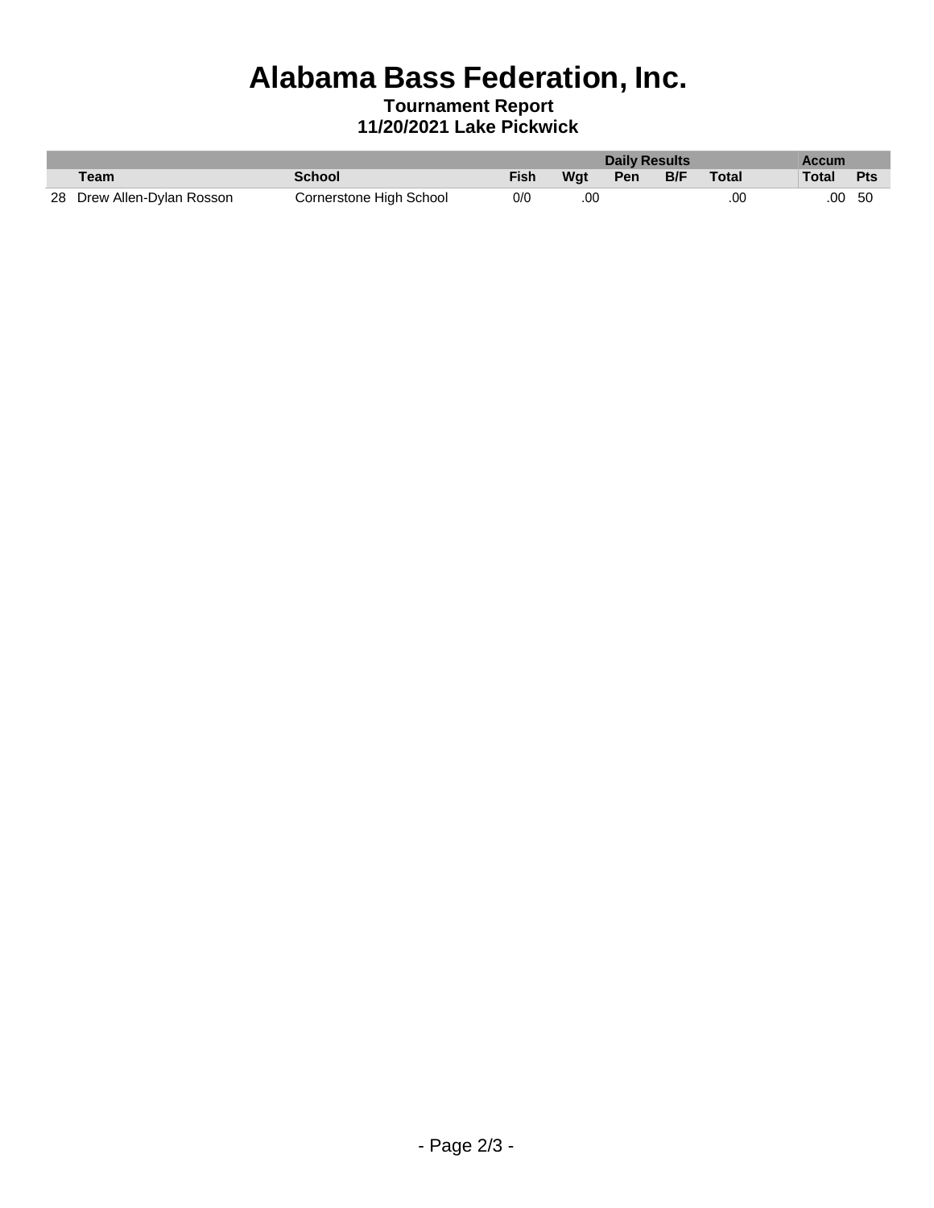# Alabama Bass Federation, Inc.

**Tournament Report**

**11/20/2021 Lake Pickwick**

| | | | Daily Results | | | | | Accum | |
|---|---|---|---|---|---|---|---|---|---|
| | Team | School | Fish | Wgt | Pen | B/F | Total | Total | Pts |
| 28 | Drew Allen-Dylan Rosson | Cornerstone High School | 0/0 | .00 | | | .00 | .00 | 50 |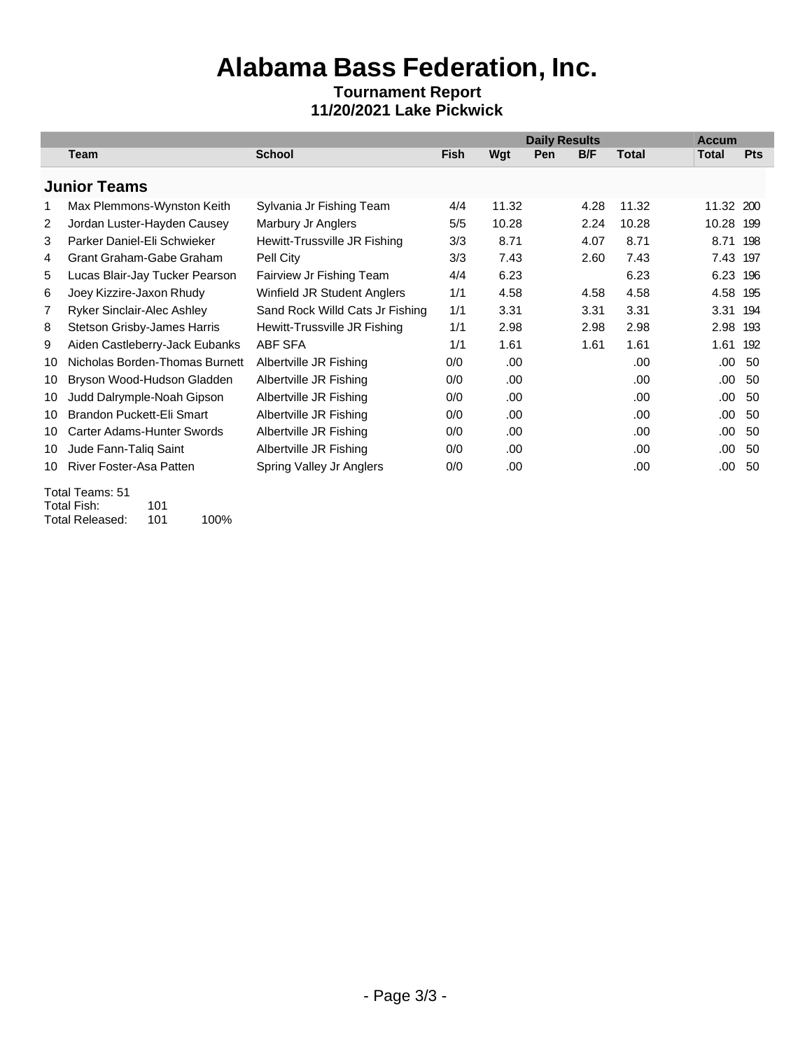# Alabama Bass Federation, Inc.

**Tournament Report**
**11/20/2021 Lake Pickwick**

| | | | Daily Results | | | | | Accum | |
|---|---|---|---|---|---|---|---|---|---|
| | **Team** | **School** | **Fish** | **Wgt** | **Pen** | **B/F** | **Total** | **Total** | **Pts** |
| **Junior Teams** | | | | | | | | | |
| 1 | Max Plemmons-Wynston Keith | Sylvania Jr Fishing Team | 4/4 | 11.32 | | 4.28 | 11.32 | 11.32 | 200 |
| 2 | Jordan Luster-Hayden Causey | Marbury Jr Anglers | 5/5 | 10.28 | | 2.24 | 10.28 | 10.28 | 199 |
| 3 | Parker Daniel-Eli Schwieker | Hewitt-Trussville JR Fishing | 3/3 | 8.71 | | 4.07 | 8.71 | 8.71 | 198 |
| 4 | Grant Graham-Gabe Graham | Pell City | 3/3 | 7.43 | | 2.60 | 7.43 | 7.43 | 197 |
| 5 | Lucas Blair-Jay Tucker Pearson | Fairview Jr Fishing Team | 4/4 | 6.23 | | | 6.23 | 6.23 | 196 |
| 6 | Joey Kizzire-Jaxon Rhudy | Winfield JR Student Anglers | 1/1 | 4.58 | | 4.58 | 4.58 | 4.58 | 195 |
| 7 | Ryker Sinclair-Alec Ashley | Sand Rock Willd Cats Jr Fishing | 1/1 | 3.31 | | 3.31 | 3.31 | 3.31 | 194 |
| 8 | Stetson Grisby-James Harris | Hewitt-Trussville JR Fishing | 1/1 | 2.98 | | 2.98 | 2.98 | 2.98 | 193 |
| 9 | Aiden Castleberry-Jack Eubanks | ABF SFA | 1/1 | 1.61 | | 1.61 | 1.61 | 1.61 | 192 |
| 10 | Nicholas Borden-Thomas Burnett | Albertville JR Fishing | 0/0 | .00 | | | .00 | .00 | 50 |
| 10 | Bryson Wood-Hudson Gladden | Albertville JR Fishing | 0/0 | .00 | | | .00 | .00 | 50 |
| 10 | Judd Dalrymple-Noah Gipson | Albertville JR Fishing | 0/0 | .00 | | | .00 | .00 | 50 |
| 10 | Brandon Puckett-Eli Smart | Albertville JR Fishing | 0/0 | .00 | | | .00 | .00 | 50 |
| 10 | Carter Adams-Hunter Swords | Albertville JR Fishing | 0/0 | .00 | | | .00 | .00 | 50 |
| 10 | Jude Fann-Taliq Saint | Albertville JR Fishing | 0/0 | .00 | | | .00 | .00 | 50 |
| 10 | River Foster-Asa Patten | Spring Valley Jr Anglers | 0/0 | .00 | | | .00 | .00 | 50 |

Total Teams: 51
Total Fish: 101
Total Released: 101 100%